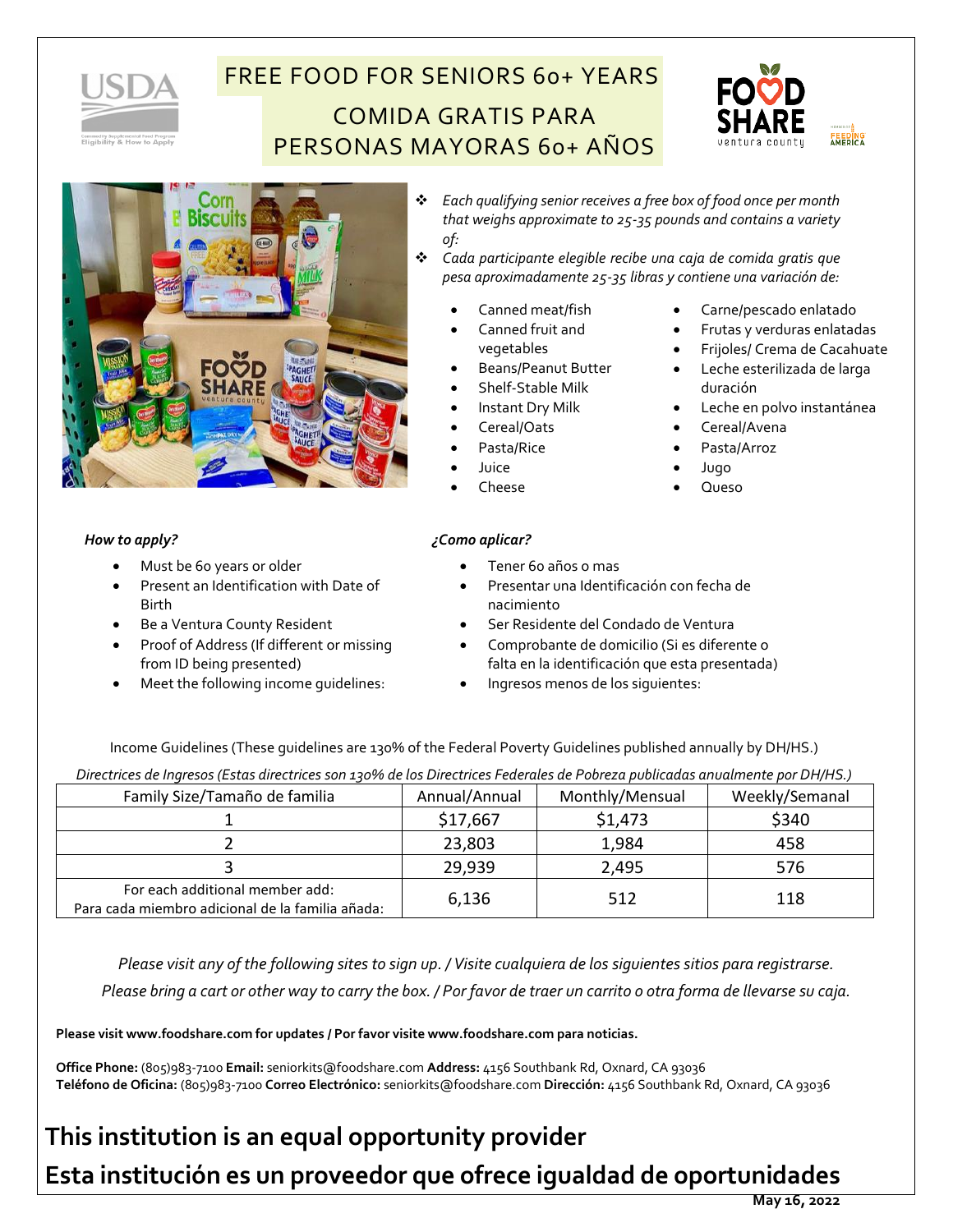# FREE FOOD FOR SENIORS 60+ YEARS

# COMIDA GRATIS PARA PERSONAS MAYORAS 60+ AÑOS

- *Each qualifying senior receives a free box of food once per month that weighs approximate to 25-35 pounds and contains a variety of:*
- *Cada participante elegible recibe una caja de comida gratis que pesa aproximadamente 25-35 libras y contiene una variación de:*

- Canned meat/fish
- Canned fruit and vegetables
- Beans/Peanut Butter
- Shelf-Stable Milk
- Instant Dry Milk
- Cereal/Oats
- Pasta/Rice
- Juice
- Cheese

- Carne/pescado enlatado
- Frutas y verduras enlatadas
- Frijoles/ Crema de Cacahuate
- Leche esterilizada de larga duración
- Leche en polvo instantánea
- Cereal/Avena
- Pasta/Arroz
- Jugo
- Queso

***How to apply?***

- Must be 60 years or older
- Present an Identification with Date of Birth
- Be a Ventura County Resident
- Proof of Address (If different or missing from ID being presented)
- Meet the following income guidelines:

***¿Como aplicar?***

- Tener 60 años o mas
- Presentar una Identificación con fecha de nacimiento
- Ser Residente del Condado de Ventura
- Comprobante de domicilio (Si es diferente o falta en la identificación que esta presentada)
- Ingresos menos de los siguientes:

Income Guidelines (These guidelines are 130% of the Federal Poverty Guidelines published annually by DH/HS.)

*Directrices de Ingresos (Estas directrices son 130% de los Directrices Federales de Pobreza publicadas anualmente por DH/HS.)*

| Family Size/Tamaño de familia | Annual/Annual | Monthly/Mensual | Weekly/Semanal |
|---|---|---|---|
| 1 | $17,667 | $1,473 | $340 |
| 2 | 23,803 | 1,984 | 458 |
| 3 | 29,939 | 2,495 | 576 |
| For each additional member add: Para cada miembro adicional de la familia añada: | 6,136 | 512 | 118 |

*Please visit any of the following sites to sign up. / Visite cualquiera de los siguientes sitios para registrarse.*

*Please bring a cart or other way to carry the box. / Por favor de traer un carrito o otra forma de llevarse su caja.*

**Please visit www.foodshare.com for updates / Por favor visite www.foodshare.com para noticias.**

**Office Phone:** (805)983-7100 **Email:** seniorkits@foodshare.com **Address:** 4156 Southbank Rd, Oxnard, CA 93036
**Teléfono de Oficina:** (805)983-7100 **Correo Electrónico:** seniorkits@foodshare.com **Dirección:** 4156 Southbank Rd, Oxnard, CA 93036

## This institution is an equal opportunity provider

## Esta institución es un proveedor que ofrece igualdad de oportunidades

**May 16, 2022**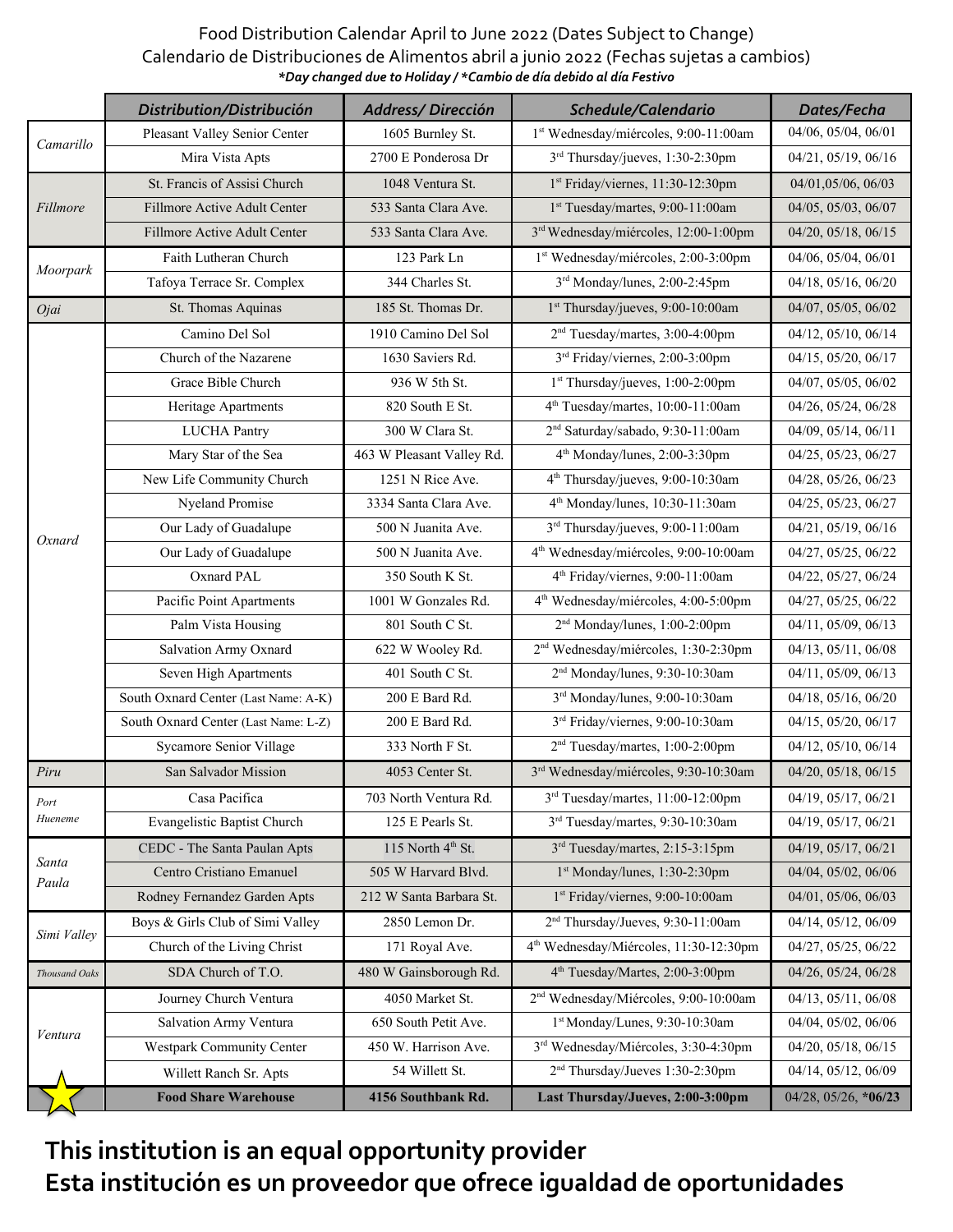Food Distribution Calendar April to June 2022 (Dates Subject to Change)

Calendario de Distribuciones de Alimentos abril a junio 2022 (Fechas sujetas a cambios)

***Day changed due to Holiday / *Cambio de día debido al día Festivo***

| | Distribution/Distribución | Address/ Dirección | Schedule/Calendario | Dates/Fecha |
|---|---|---|---|---|
| *Camarillo* | Pleasant Valley Senior Center | 1605 Burnley St. | 1st Wednesday/miércoles, 9:00-11:00am | 04/06, 05/04, 06/01 |
| | Mira Vista Apts | 2700 E Ponderosa Dr | 3rd Thursday/jueves, 1:30-2:30pm | 04/21, 05/19, 06/16 |
| *Fillmore* | St. Francis of Assisi Church | 1048 Ventura St. | 1st Friday/viernes, 11:30-12:30pm | 04/01,05/06, 06/03 |
| | Fillmore Active Adult Center | 533 Santa Clara Ave. | 1st Tuesday/martes, 9:00-11:00am | 04/05, 05/03, 06/07 |
| | Fillmore Active Adult Center | 533 Santa Clara Ave. | 3rd Wednesday/miércoles, 12:00-1:00pm | 04/20, 05/18, 06/15 |
| *Moorpark* | Faith Lutheran Church | 123 Park Ln | 1st Wednesday/miércoles, 2:00-3:00pm | 04/06, 05/04, 06/01 |
| | Tafoya Terrace Sr. Complex | 344 Charles St. | 3rd Monday/lunes, 2:00-2:45pm | 04/18, 05/16, 06/20 |
| *Ojai* | St. Thomas Aquinas | 185 St. Thomas Dr. | 1st Thursday/jueves, 9:00-10:00am | 04/07, 05/05, 06/02 |
| *Oxnard* | Camino Del Sol | 1910 Camino Del Sol | 2nd Tuesday/martes, 3:00-4:00pm | 04/12, 05/10, 06/14 |
| | Church of the Nazarene | 1630 Saviers Rd. | 3rd Friday/viernes, 2:00-3:00pm | 04/15, 05/20, 06/17 |
| | Grace Bible Church | 936 W 5th St. | 1st Thursday/jueves, 1:00-2:00pm | 04/07, 05/05, 06/02 |
| | Heritage Apartments | 820 South E St. | 4th Tuesday/martes, 10:00-11:00am | 04/26, 05/24, 06/28 |
| | LUCHA Pantry | 300 W Clara St. | 2nd Saturday/sabado, 9:30-11:00am | 04/09, 05/14, 06/11 |
| | Mary Star of the Sea | 463 W Pleasant Valley Rd. | 4th Monday/lunes, 2:00-3:30pm | 04/25, 05/23, 06/27 |
| | New Life Community Church | 1251 N Rice Ave. | 4th Thursday/jueves, 9:00-10:30am | 04/28, 05/26, 06/23 |
| | Nyeland Promise | 3334 Santa Clara Ave. | 4th Monday/lunes, 10:30-11:30am | 04/25, 05/23, 06/27 |
| | Our Lady of Guadalupe | 500 N Juanita Ave. | 3rd Thursday/jueves, 9:00-11:00am | 04/21, 05/19, 06/16 |
| | Our Lady of Guadalupe | 500 N Juanita Ave. | 4th Wednesday/miércoles, 9:00-10:00am | 04/27, 05/25, 06/22 |
| | Oxnard PAL | 350 South K St. | 4th Friday/viernes, 9:00-11:00am | 04/22, 05/27, 06/24 |
| | Pacific Point Apartments | 1001 W Gonzales Rd. | 4th Wednesday/miércoles, 4:00-5:00pm | 04/27, 05/25, 06/22 |
| | Palm Vista Housing | 801 South C St. | 2nd Monday/lunes, 1:00-2:00pm | 04/11, 05/09, 06/13 |
| | Salvation Army Oxnard | 622 W Wooley Rd. | 2nd Wednesday/miércoles, 1:30-2:30pm | 04/13, 05/11, 06/08 |
| | Seven High Apartments | 401 South C St. | 2nd Monday/lunes, 9:30-10:30am | 04/11, 05/09, 06/13 |
| | South Oxnard Center (Last Name: A-K) | 200 E Bard Rd. | 3rd Monday/lunes, 9:00-10:30am | 04/18, 05/16, 06/20 |
| | South Oxnard Center (Last Name: L-Z) | 200 E Bard Rd. | 3rd Friday/viernes, 9:00-10:30am | 04/15, 05/20, 06/17 |
| | Sycamore Senior Village | 333 North F St. | 2nd Tuesday/martes, 1:00-2:00pm | 04/12, 05/10, 06/14 |
| *Piru* | San Salvador Mission | 4053 Center St. | 3rd Wednesday/miércoles, 9:30-10:30am | 04/20, 05/18, 06/15 |
| *Port Hueneme* | Casa Pacifica | 703 North Ventura Rd. | 3rd Tuesday/martes, 11:00-12:00pm | 04/19, 05/17, 06/21 |
| | Evangelistic Baptist Church | 125 E Pearls St. | 3rd Tuesday/martes, 9:30-10:30am | 04/19, 05/17, 06/21 |
| *Santa Paula* | CEDC - The Santa Paulan Apts | 115 North 4th St. | 3rd Tuesday/martes, 2:15-3:15pm | 04/19, 05/17, 06/21 |
| | Centro Cristiano Emanuel | 505 W Harvard Blvd. | 1st Monday/lunes, 1:30-2:30pm | 04/04, 05/02, 06/06 |
| | Rodney Fernandez Garden Apts | 212 W Santa Barbara St. | 1st Friday/viernes, 9:00-10:00am | 04/01, 05/06, 06/03 |
| *Simi Valley* | Boys & Girls Club of Simi Valley | 2850 Lemon Dr. | 2nd Thursday/Jueves, 9:30-11:00am | 04/14, 05/12, 06/09 |
| | Church of the Living Christ | 171 Royal Ave. | 4th Wednesday/Miércoles, 11:30-12:30pm | 04/27, 05/25, 06/22 |
| *Thousand Oaks* | SDA Church of T.O. | 480 W Gainsborough Rd. | 4th Tuesday/Martes, 2:00-3:00pm | 04/26, 05/24, 06/28 |
| *Ventura* | Journey Church Ventura | 4050 Market St. | 2nd Wednesday/Miércoles, 9:00-10:00am | 04/13, 05/11, 06/08 |
| | Salvation Army Ventura | 650 South Petit Ave. | 1st Monday/Lunes, 9:30-10:30am | 04/04, 05/02, 06/06 |
| | Westpark Community Center | 450 W. Harrison Ave. | 3rd Wednesday/Miércoles, 3:30-4:30pm | 04/20, 05/18, 06/15 |
| | Willett Ranch Sr. Apts | 54 Willett St. | 2nd Thursday/Jueves 1:30-2:30pm | 04/14, 05/12, 06/09 |
| | **Food Share Warehouse** | **4156 Southbank Rd.** | **Last Thursday/Jueves, 2:00-3:00pm** | 04/28, 05/26, ***06/23** |

**This institution is an equal opportunity provider**

**Esta institución es un proveedor que ofrece igualdad de oportunidades**